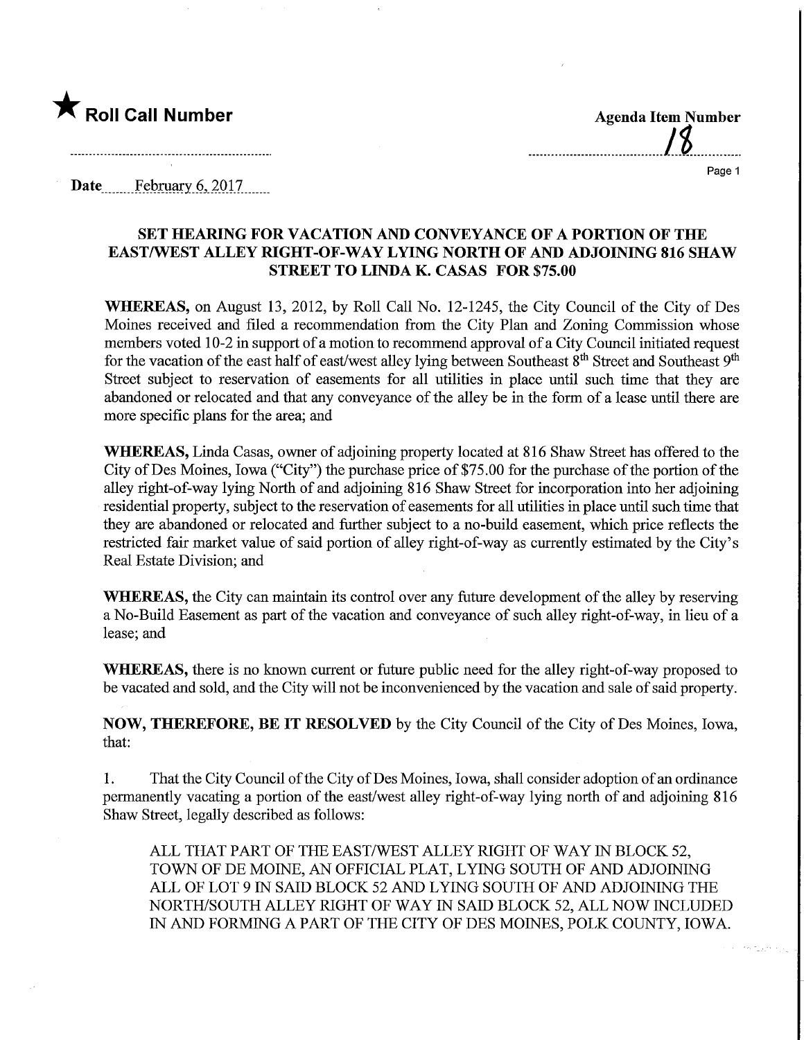★ **Roll Call Number**

**Agenda Item Number**
18

**Date** February 6, 2017

## SET HEARING FOR VACATION AND CONVEYANCE OF A PORTION OF THE EAST/WEST ALLEY RIGHT-OF-WAY LYING NORTH OF AND ADJOINING 816 SHAW STREET TO LINDA K. CASAS FOR $75.00

**WHEREAS,** on August 13, 2012, by Roll Call No. 12-1245, the City Council of the City of Des Moines received and filed a recommendation from the City Plan and Zoning Commission whose members voted 10-2 in support of a motion to recommend approval of a City Council initiated request for the vacation of the east half of east/west alley lying between Southeast 8th Street and Southeast 9th Street subject to reservation of easements for all utilities in place until such time that they are abandoned or relocated and that any conveyance of the alley be in the form of a lease until there are more specific plans for the area; and

**WHEREAS,** Linda Casas, owner of adjoining property located at 816 Shaw Street has offered to the City of Des Moines, Iowa ("City") the purchase price of $75.00 for the purchase of the portion of the alley right-of-way lying North of and adjoining 816 Shaw Street for incorporation into her adjoining residential property, subject to the reservation of easements for all utilities in place until such time that they are abandoned or relocated and further subject to a no-build easement, which price reflects the restricted fair market value of said portion of alley right-of-way as currently estimated by the City's Real Estate Division; and

**WHEREAS,** the City can maintain its control over any future development of the alley by reserving a No-Build Easement as part of the vacation and conveyance of such alley right-of-way, in lieu of a lease; and

**WHEREAS,** there is no known current or future public need for the alley right-of-way proposed to be vacated and sold, and the City will not be inconvenienced by the vacation and sale of said property.

**NOW, THEREFORE, BE IT RESOLVED** by the City Council of the City of Des Moines, Iowa, that:

1. That the City Council of the City of Des Moines, Iowa, shall consider adoption of an ordinance permanently vacating a portion of the east/west alley right-of-way lying north of and adjoining 816 Shaw Street, legally described as follows:

   ALL THAT PART OF THE EAST/WEST ALLEY RIGHT OF WAY IN BLOCK 52, TOWN OF DE MOINE, AN OFFICIAL PLAT, LYING SOUTH OF AND ADJOINING ALL OF LOT 9 IN SAID BLOCK 52 AND LYING SOUTH OF AND ADJOINING THE NORTH/SOUTH ALLEY RIGHT OF WAY IN SAID BLOCK 52, ALL NOW INCLUDED IN AND FORMING A PART OF THE CITY OF DES MOINES, POLK COUNTY, IOWA.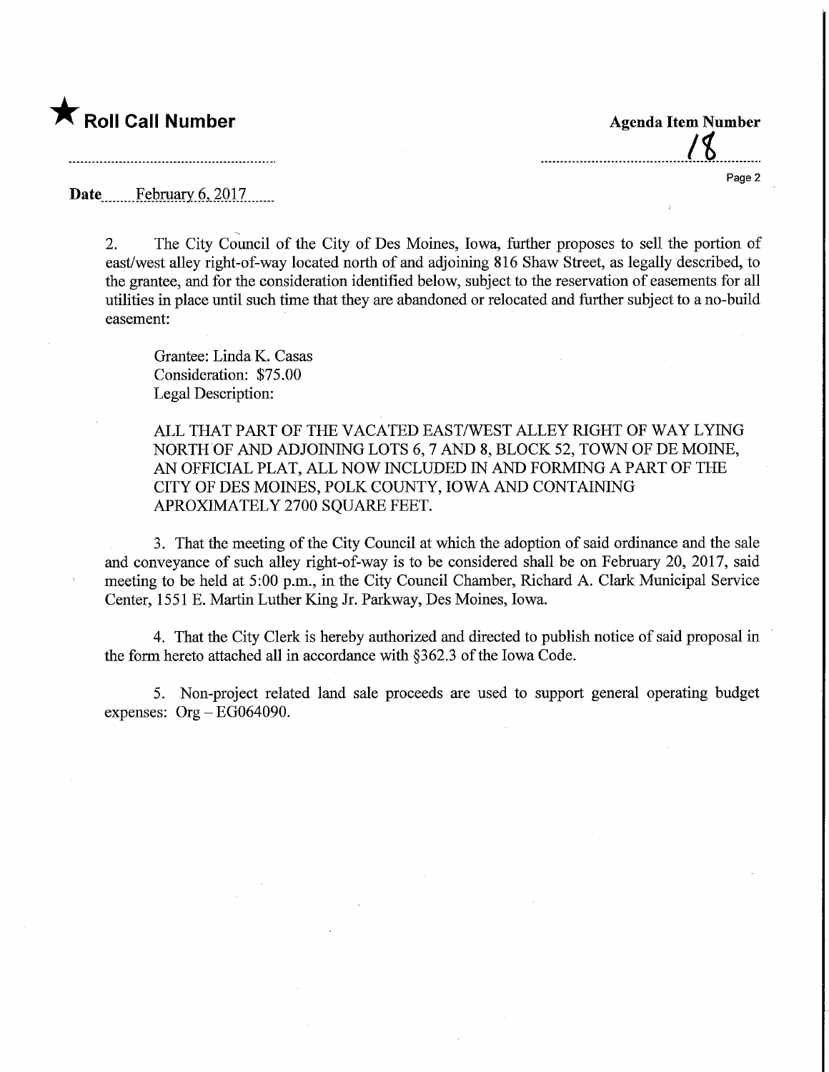★ **Roll Call Number**

**Agenda Item Number**

18

**Date** February 6, 2017

2. The City Council of the City of Des Moines, Iowa, further proposes to sell the portion of east/west alley right-of-way located north of and adjoining 816 Shaw Street, as legally described, to the grantee, and for the consideration identified below, subject to the reservation of easements for all utilities in place until such time that they are abandoned or relocated and further subject to a no-build easement:

Grantee: Linda K. Casas
Consideration: $75.00
Legal Description:

ALL THAT PART OF THE VACATED EAST/WEST ALLEY RIGHT OF WAY LYING NORTH OF AND ADJOINING LOTS 6, 7 AND 8, BLOCK 52, TOWN OF DE MOINE, AN OFFICIAL PLAT, ALL NOW INCLUDED IN AND FORMING A PART OF THE CITY OF DES MOINES, POLK COUNTY, IOWA AND CONTAINING APROXIMATELY 2700 SQUARE FEET.

3. That the meeting of the City Council at which the adoption of said ordinance and the sale and conveyance of such alley right-of-way is to be considered shall be on February 20, 2017, said meeting to be held at 5:00 p.m., in the City Council Chamber, Richard A. Clark Municipal Service Center, 1551 E. Martin Luther King Jr. Parkway, Des Moines, Iowa.

4. That the City Clerk is hereby authorized and directed to publish notice of said proposal in the form hereto attached all in accordance with §362.3 of the Iowa Code.

5. Non-project related land sale proceeds are used to support general operating budget expenses: Org – EG064090.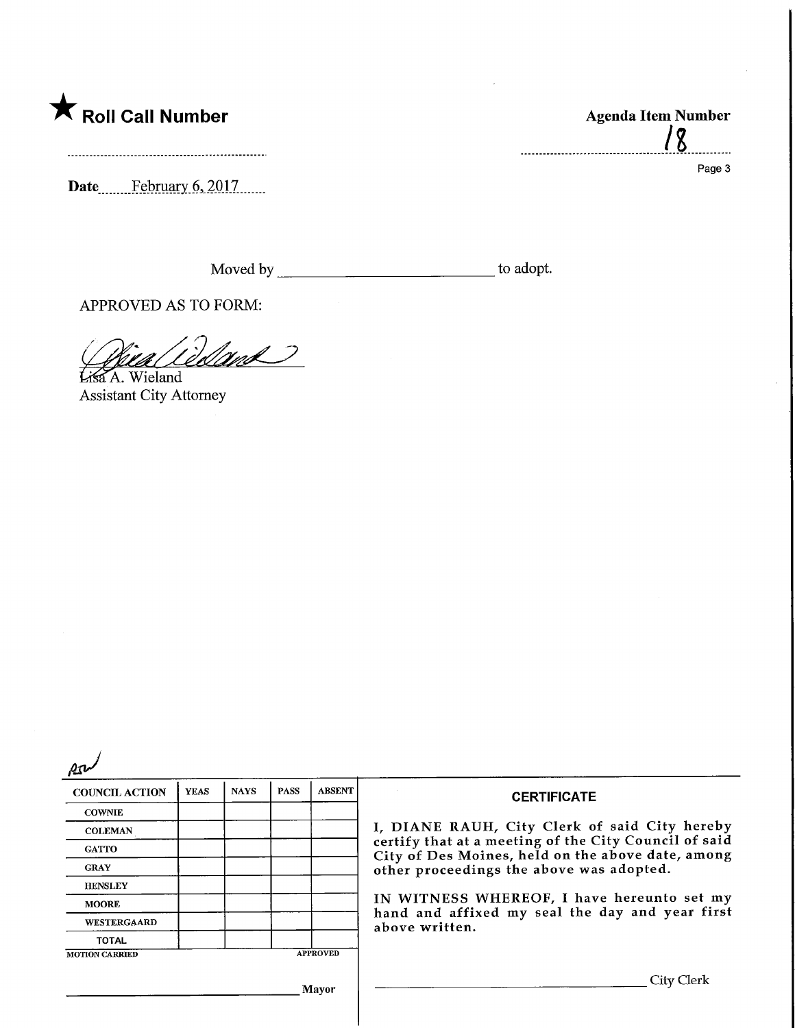★ **Roll Call Number**

..........................................................

**Agenda Item Number**

18

Page 3

**Date** February 6, 2017

Moved by ____________________________ to adopt.

APPROVED AS TO FORM:

Lisa A. Wieland
Assistant City Attorney

| COUNCIL ACTION | YEAS | NAYS | PASS | ABSENT |
|---|---|---|---|---|
| COWNIE | | | | |
| COLEMAN | | | | |
| GATTO | | | | |
| GRAY | | | | |
| HENSLEY | | | | |
| MOORE | | | | |
| WESTERGAARD | | | | |
| TOTAL | | | | |

MOTION CARRIED APPROVED

______________________________ Mayor

**CERTIFICATE**

I, DIANE RAUH, City Clerk of said City hereby certify that at a meeting of the City Council of said City of Des Moines, held on the above date, among other proceedings the above was adopted.

IN WITNESS WHEREOF, I have hereunto set my hand and affixed my seal the day and year first above written.

______________________________ City Clerk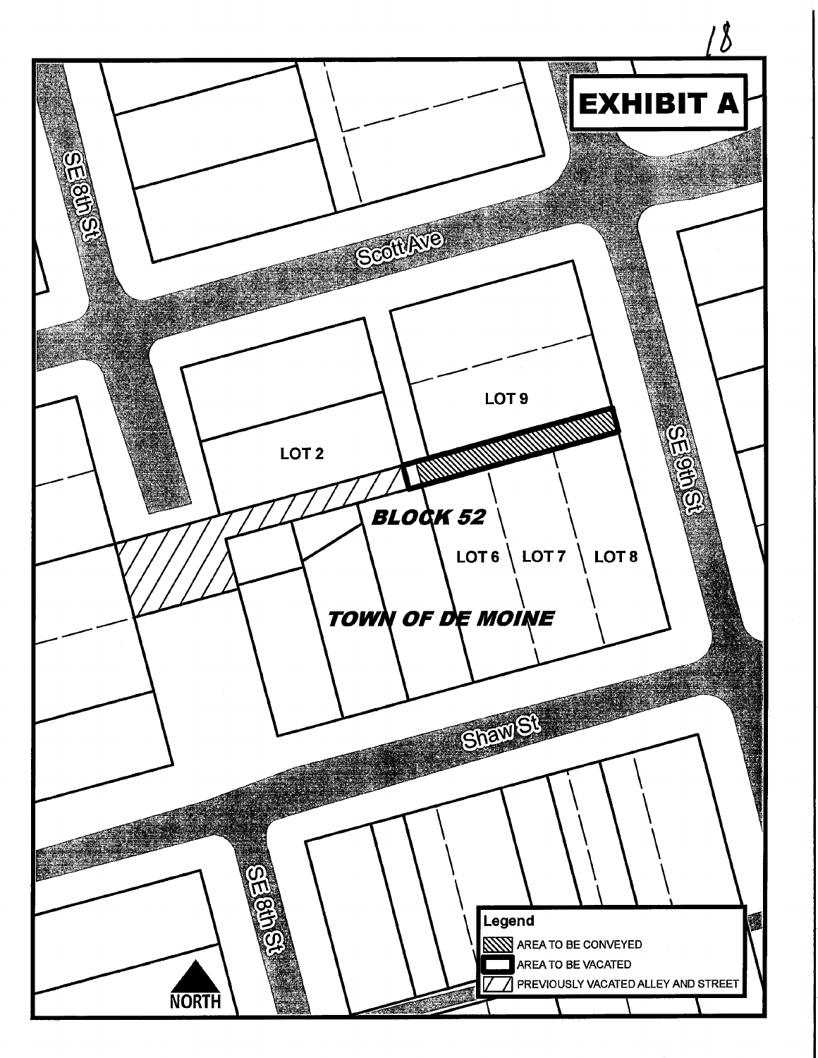18

# EXHIBIT A

SE 8th St

Scott Ave

SE 9th St

LOT 9

LOT 2

BLOCK 52

LOT 6 LOT 7 LOT 8

TOWN OF DE MOINE

Shaw St

SE 8th St

Legend

AREA TO BE CONVEYED

AREA TO BE VACATED

PREVIOUSLY VACATED ALLEY AND STREET

NORTH